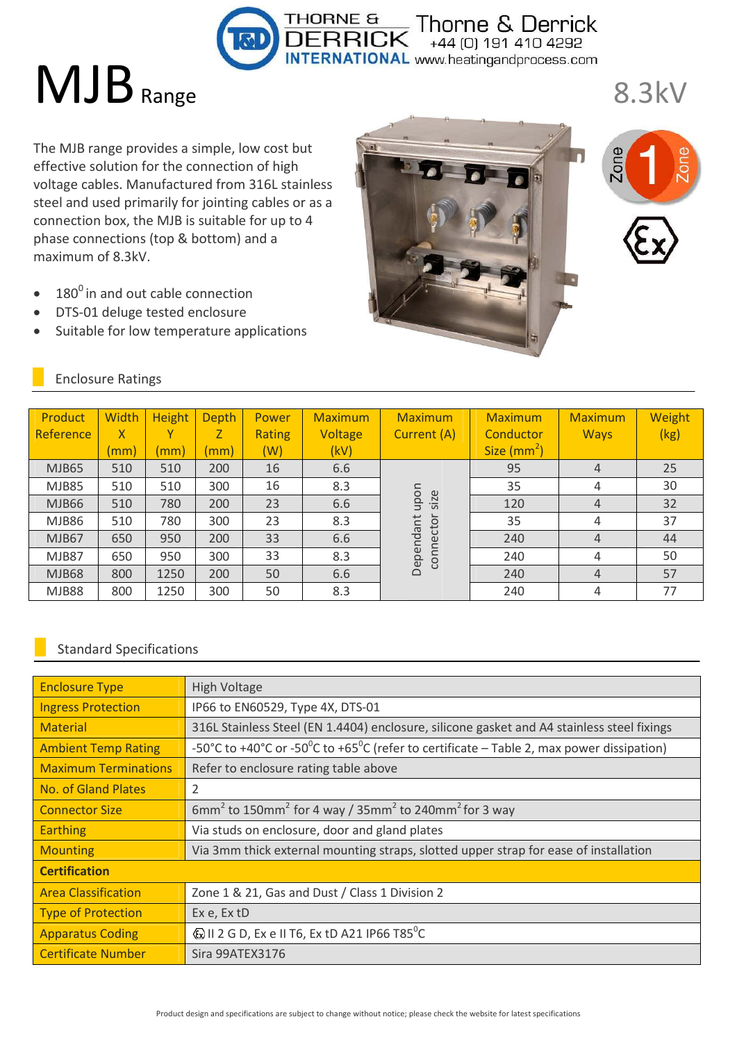# MJB Range

8.3kV

The MJB range provides a simple, low cost but effective solution for the connection of high voltage cables. Manufactured from 316L stainless steel and used primarily for jointing cables or as a connection box, the MJB is suitable for up to 4 phase connections (top & bottom) and a maximum of 8.3kV.

- $180^0$ in and out cable connection
- DTS-01 deluge tested enclosure
- Suitable for low temperature applications

## Enclosure Ratings

| Product Reference | Width X (mm) | Height Y (mm) | Depth Z (mm) | Power Rating (W) | Maximum Voltage (kV) | Maximum Current (A) | Maximum Conductor Size ($mm^2$) | Maximum Ways | Weight (kg) |
|---|---|---|---|---|---|---|---|---|---|
| MJB65 | 510 | 510 | 200 | 16 | 6.6 | Dependant upon connector size | 95 | 4 | 25 |
| MJB85 | 510 | 510 | 300 | 16 | 8.3 | | 35 | 4 | 30 |
| MJB66 | 510 | 780 | 200 | 23 | 6.6 | | 120 | 4 | 32 |
| MJB86 | 510 | 780 | 300 | 23 | 8.3 | | 35 | 4 | 37 |
| MJB67 | 650 | 950 | 200 | 33 | 6.6 | | 240 | 4 | 44 |
| MJB87 | 650 | 950 | 300 | 33 | 8.3 | | 240 | 4 | 50 |
| MJB68 | 800 | 1250 | 200 | 50 | 6.6 | | 240 | 4 | 57 |
| MJB88 | 800 | 1250 | 300 | 50 | 8.3 | | 240 | 4 | 77 |

## Standard Specifications

| | |
|---|---|
| Enclosure Type | High Voltage |
| Ingress Protection | IP66 to EN60529, Type 4X, DTS-01 |
| Material | 316L Stainless Steel (EN 1.4404) enclosure, silicone gasket and A4 stainless steel fixings |
| Ambient Temp Rating | -50°C to +40°C or $-50^0$C to $+65^0$C (refer to certificate – Table 2, max power dissipation) |
| Maximum Terminations | Refer to enclosure rating table above |
| No. of Gland Plates | 2 |
| Connector Size | $6mm^2$ to $150mm^2$ for 4 way / $35mm^2$ to $240mm^2$ for 3 way |
| Earthing | Via studs on enclosure, door and gland plates |
| Mounting | Via 3mm thick external mounting straps, slotted upper strap for ease of installation |
| **Certification** | |
| Area Classification | Zone 1 & 21, Gas and Dust / Class 1 Division 2 |
| Type of Protection | Ex e, Ex tD |
| Apparatus Coding | Ex II 2 G D, Ex e II T6, Ex tD A21 IP66 T85$^0$C |
| Certificate Number | Sira 99ATEX3176 |

Product design and specifications are subject to change without notice; please check the website for latest specifications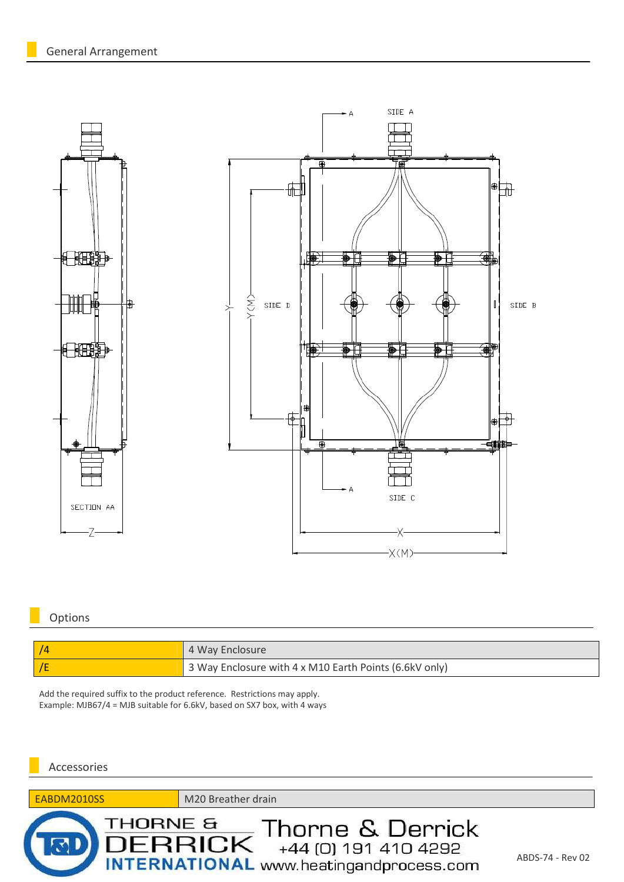## General Arrangement

A

SIDE A

SIDE D

SIDE B

Y

Y(M)

SECTION AA

Z

A

SIDE C

X

X(M)

## Options

| | |
|---|---|
| /4 | 4 Way Enclosure |
| /E | 3 Way Enclosure with 4 x M10 Earth Points (6.6kV only) |

Add the required suffix to the product reference. Restrictions may apply.
Example: MJB67/4 = MJB suitable for 6.6kV, based on SX7 box, with 4 ways

## Accessories

| | |
|---|---|
| EABDM2010SS | M20 Breather drain |

THORNE & DERRICK INTERNATIONAL

Thorne & Derrick
+44 (0) 191 410 4292
www.heatingandprocess.com

ABDS-74 - Rev 02